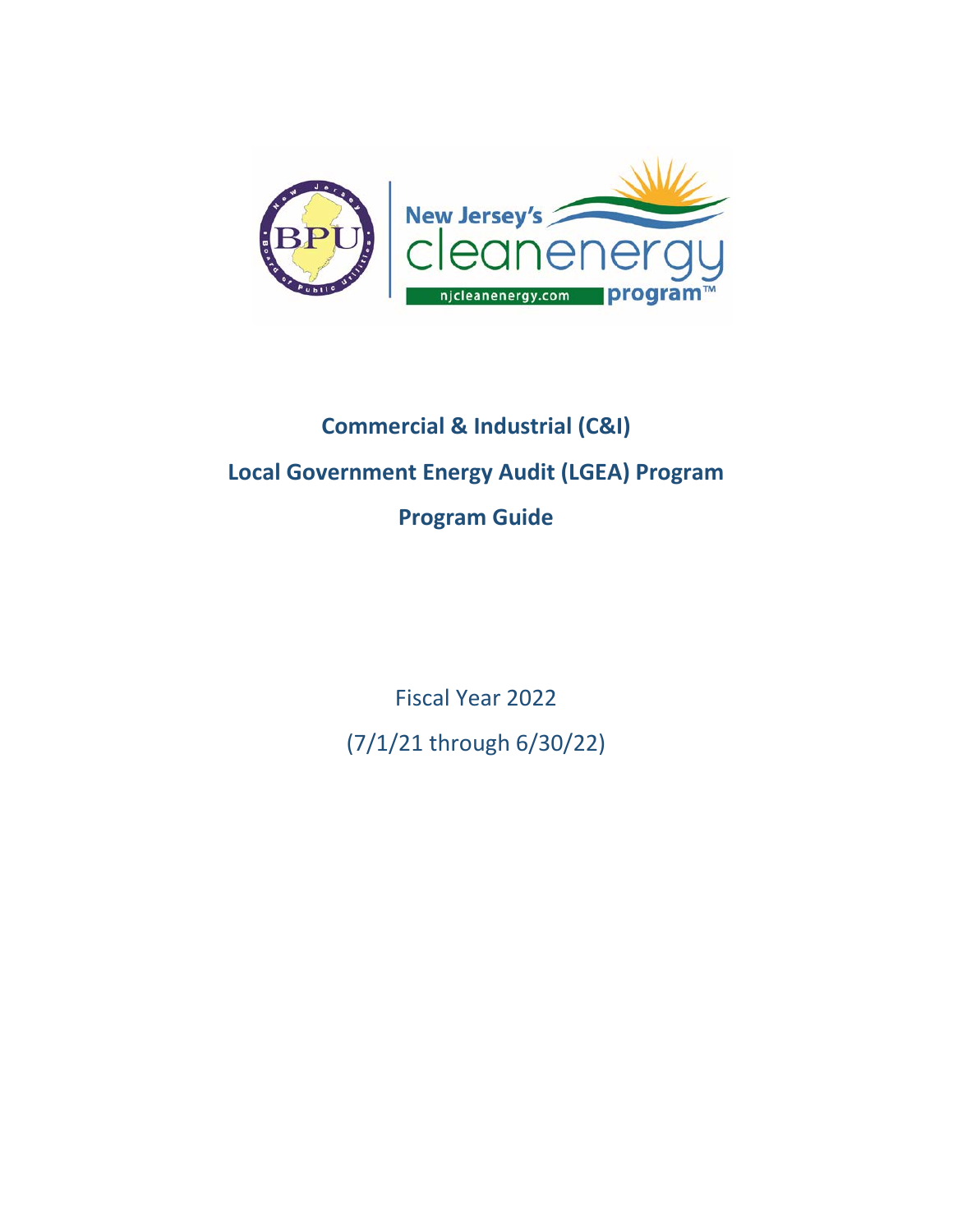# Commercial & Industrial (C&I)

# Local Government Energy Audit (LGEA) Program

# Program Guide

Fiscal Year 2022

(7/1/21 through 6/30/22)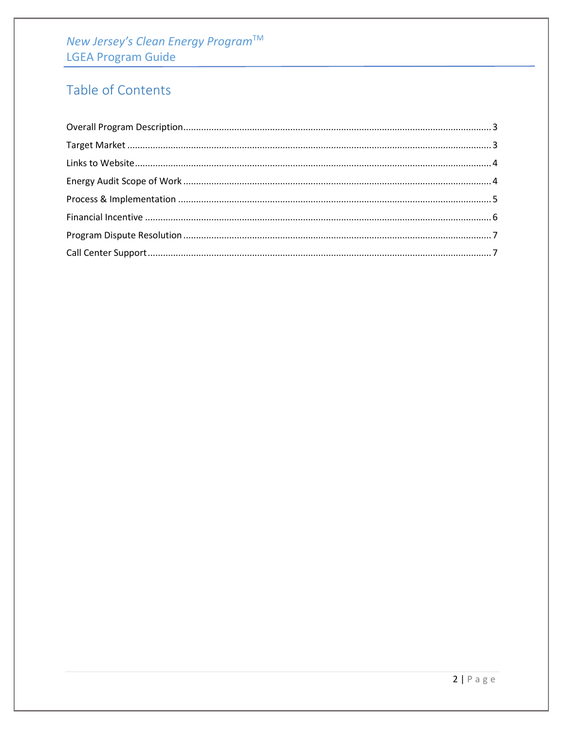# Table of Contents

Overall Program Description ........ 3

Target Market ........ 3

Links to Website ........ 4

Energy Audit Scope of Work ........ 4

Process & Implementation ........ 5

Financial Incentive ........ 6

Program Dispute Resolution ........ 7

Call Center Support ........ 7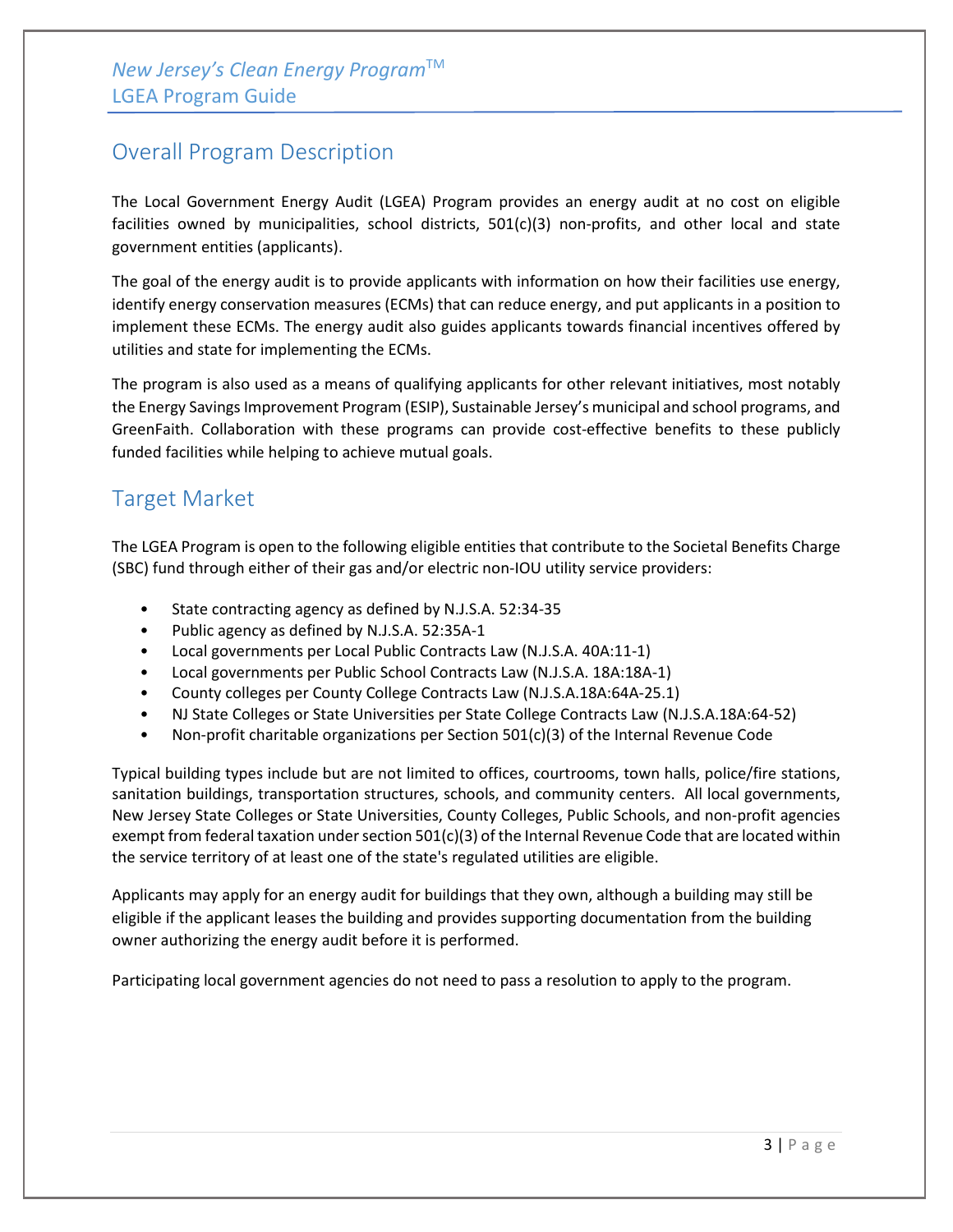## Overall Program Description

The Local Government Energy Audit (LGEA) Program provides an energy audit at no cost on eligible facilities owned by municipalities, school districts, 501(c)(3) non-profits, and other local and state government entities (applicants).

The goal of the energy audit is to provide applicants with information on how their facilities use energy, identify energy conservation measures (ECMs) that can reduce energy, and put applicants in a position to implement these ECMs. The energy audit also guides applicants towards financial incentives offered by utilities and state for implementing the ECMs.

The program is also used as a means of qualifying applicants for other relevant initiatives, most notably the Energy Savings Improvement Program (ESIP), Sustainable Jersey's municipal and school programs, and GreenFaith. Collaboration with these programs can provide cost-effective benefits to these publicly funded facilities while helping to achieve mutual goals.

## Target Market

The LGEA Program is open to the following eligible entities that contribute to the Societal Benefits Charge (SBC) fund through either of their gas and/or electric non-IOU utility service providers:

- State contracting agency as defined by N.J.S.A. 52:34-35
- Public agency as defined by N.J.S.A. 52:35A-1
- Local governments per Local Public Contracts Law (N.J.S.A. 40A:11-1)
- Local governments per Public School Contracts Law (N.J.S.A. 18A:18A-1)
- County colleges per County College Contracts Law (N.J.S.A.18A:64A-25.1)
- NJ State Colleges or State Universities per State College Contracts Law (N.J.S.A.18A:64-52)
- Non-profit charitable organizations per Section 501(c)(3) of the Internal Revenue Code

Typical building types include but are not limited to offices, courtrooms, town halls, police/fire stations, sanitation buildings, transportation structures, schools, and community centers. All local governments, New Jersey State Colleges or State Universities, County Colleges, Public Schools, and non-profit agencies exempt from federal taxation under section 501(c)(3) of the Internal Revenue Code that are located within the service territory of at least one of the state's regulated utilities are eligible.

Applicants may apply for an energy audit for buildings that they own, although a building may still be eligible if the applicant leases the building and provides supporting documentation from the building owner authorizing the energy audit before it is performed.

Participating local government agencies do not need to pass a resolution to apply to the program.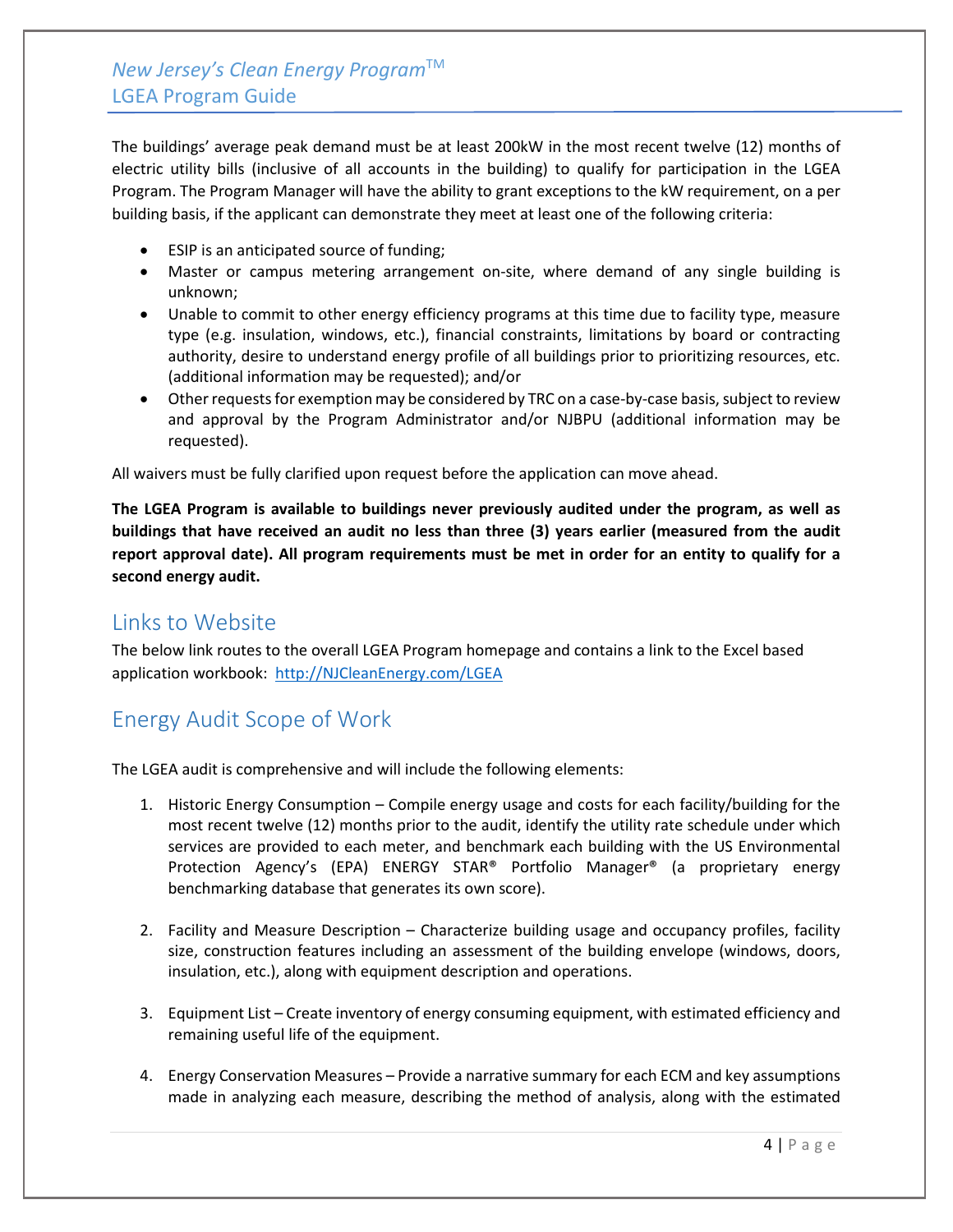The buildings' average peak demand must be at least 200kW in the most recent twelve (12) months of electric utility bills (inclusive of all accounts in the building) to qualify for participation in the LGEA Program. The Program Manager will have the ability to grant exceptions to the kW requirement, on a per building basis, if the applicant can demonstrate they meet at least one of the following criteria:

- ESIP is an anticipated source of funding;
- Master or campus metering arrangement on-site, where demand of any single building is unknown;
- Unable to commit to other energy efficiency programs at this time due to facility type, measure type (e.g. insulation, windows, etc.), financial constraints, limitations by board or contracting authority, desire to understand energy profile of all buildings prior to prioritizing resources, etc. (additional information may be requested); and/or
- Other requests for exemption may be considered by TRC on a case-by-case basis, subject to review and approval by the Program Administrator and/or NJBPU (additional information may be requested).

All waivers must be fully clarified upon request before the application can move ahead.

**The LGEA Program is available to buildings never previously audited under the program, as well as buildings that have received an audit no less than three (3) years earlier (measured from the audit report approval date). All program requirements must be met in order for an entity to qualify for a second energy audit.**

## Links to Website

The below link routes to the overall LGEA Program homepage and contains a link to the Excel based application workbook: http://NJCleanEnergy.com/LGEA

## Energy Audit Scope of Work

The LGEA audit is comprehensive and will include the following elements:

1. Historic Energy Consumption – Compile energy usage and costs for each facility/building for the most recent twelve (12) months prior to the audit, identify the utility rate schedule under which services are provided to each meter, and benchmark each building with the US Environmental Protection Agency's (EPA) ENERGY STAR® Portfolio Manager® (a proprietary energy benchmarking database that generates its own score).

2. Facility and Measure Description – Characterize building usage and occupancy profiles, facility size, construction features including an assessment of the building envelope (windows, doors, insulation, etc.), along with equipment description and operations.

3. Equipment List – Create inventory of energy consuming equipment, with estimated efficiency and remaining useful life of the equipment.

4. Energy Conservation Measures – Provide a narrative summary for each ECM and key assumptions made in analyzing each measure, describing the method of analysis, along with the estimated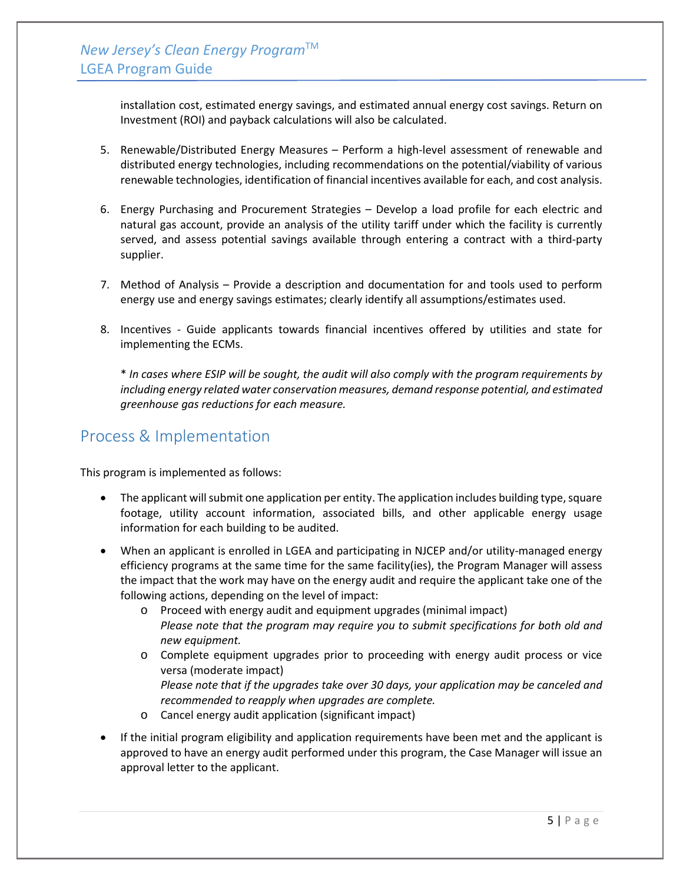installation cost, estimated energy savings, and estimated annual energy cost savings. Return on Investment (ROI) and payback calculations will also be calculated.

5. Renewable/Distributed Energy Measures – Perform a high-level assessment of renewable and distributed energy technologies, including recommendations on the potential/viability of various renewable technologies, identification of financial incentives available for each, and cost analysis.

6. Energy Purchasing and Procurement Strategies – Develop a load profile for each electric and natural gas account, provide an analysis of the utility tariff under which the facility is currently served, and assess potential savings available through entering a contract with a third-party supplier.

7. Method of Analysis – Provide a description and documentation for and tools used to perform energy use and energy savings estimates; clearly identify all assumptions/estimates used.

8. Incentives - Guide applicants towards financial incentives offered by utilities and state for implementing the ECMs.

   \* *In cases where ESIP will be sought, the audit will also comply with the program requirements by including energy related water conservation measures, demand response potential, and estimated greenhouse gas reductions for each measure.*

## Process & Implementation

This program is implemented as follows:

- The applicant will submit one application per entity. The application includes building type, square footage, utility account information, associated bills, and other applicable energy usage information for each building to be audited.
- When an applicant is enrolled in LGEA and participating in NJCEP and/or utility-managed energy efficiency programs at the same time for the same facility(ies), the Program Manager will assess the impact that the work may have on the energy audit and require the applicant take one of the following actions, depending on the level of impact:
  - Proceed with energy audit and equipment upgrades (minimal impact)
    *Please note that the program may require you to submit specifications for both old and new equipment.*
  - Complete equipment upgrades prior to proceeding with energy audit process or vice versa (moderate impact)
    *Please note that if the upgrades take over 30 days, your application may be canceled and recommended to reapply when upgrades are complete.*
  - Cancel energy audit application (significant impact)
- If the initial program eligibility and application requirements have been met and the applicant is approved to have an energy audit performed under this program, the Case Manager will issue an approval letter to the applicant.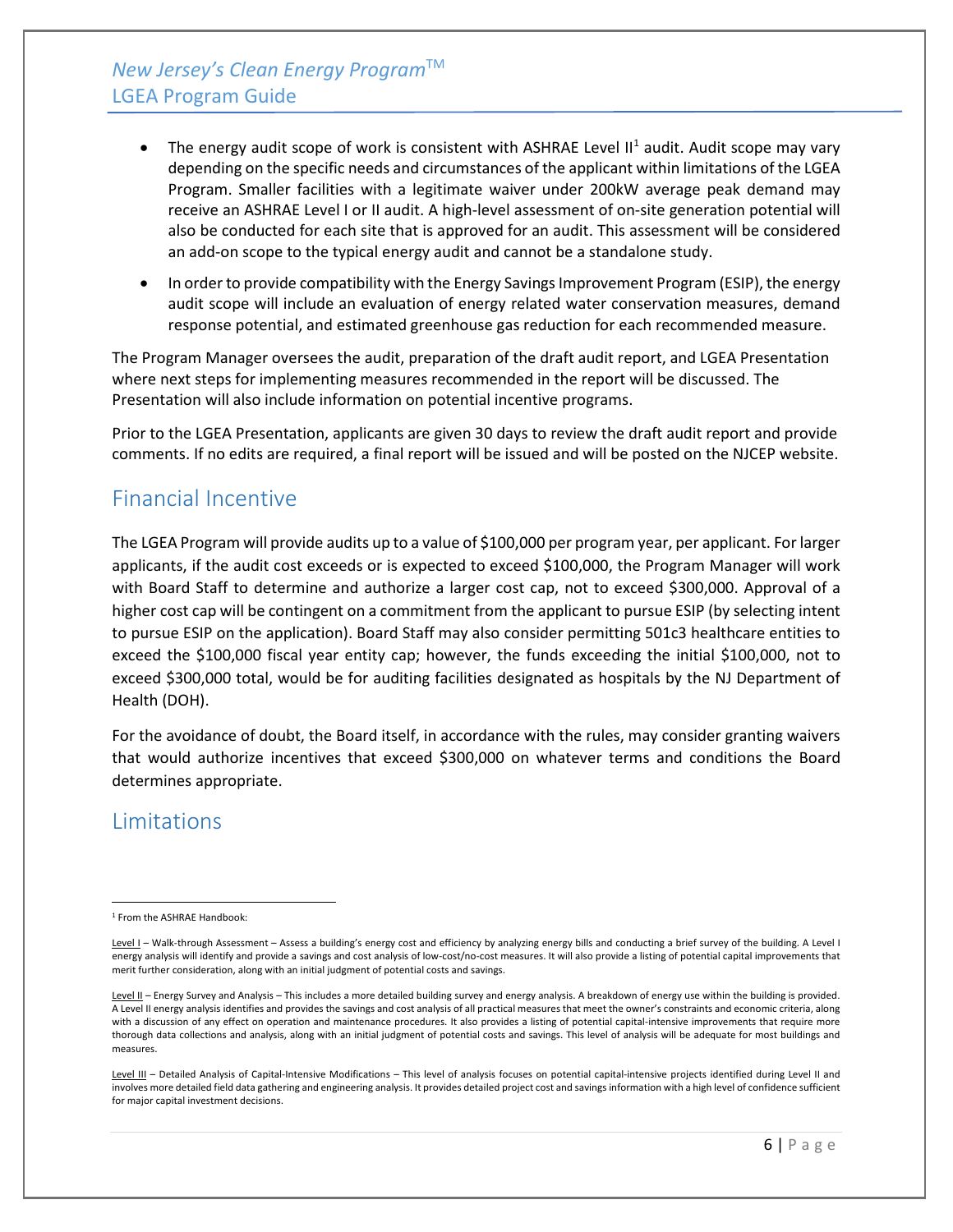- The energy audit scope of work is consistent with ASHRAE Level II[1] audit. Audit scope may vary depending on the specific needs and circumstances of the applicant within limitations of the LGEA Program. Smaller facilities with a legitimate waiver under 200kW average peak demand may receive an ASHRAE Level I or II audit. A high-level assessment of on-site generation potential will also be conducted for each site that is approved for an audit. This assessment will be considered an add-on scope to the typical energy audit and cannot be a standalone study.
- In order to provide compatibility with the Energy Savings Improvement Program (ESIP), the energy audit scope will include an evaluation of energy related water conservation measures, demand response potential, and estimated greenhouse gas reduction for each recommended measure.

The Program Manager oversees the audit, preparation of the draft audit report, and LGEA Presentation where next steps for implementing measures recommended in the report will be discussed. The Presentation will also include information on potential incentive programs.

Prior to the LGEA Presentation, applicants are given 30 days to review the draft audit report and provide comments. If no edits are required, a final report will be issued and will be posted on the NJCEP website.

## Financial Incentive

The LGEA Program will provide audits up to a value of $100,000 per program year, per applicant. For larger applicants, if the audit cost exceeds or is expected to exceed $100,000, the Program Manager will work with Board Staff to determine and authorize a larger cost cap, not to exceed $300,000. Approval of a higher cost cap will be contingent on a commitment from the applicant to pursue ESIP (by selecting intent to pursue ESIP on the application). Board Staff may also consider permitting 501c3 healthcare entities to exceed the $100,000 fiscal year entity cap; however, the funds exceeding the initial $100,000, not to exceed $300,000 total, would be for auditing facilities designated as hospitals by the NJ Department of Health (DOH).

For the avoidance of doubt, the Board itself, in accordance with the rules, may consider granting waivers that would authorize incentives that exceed $300,000 on whatever terms and conditions the Board determines appropriate.

## Limitations

---

[1] From the ASHRAE Handbook:

Level I – Walk-through Assessment – Assess a building's energy cost and efficiency by analyzing energy bills and conducting a brief survey of the building. A Level I energy analysis will identify and provide a savings and cost analysis of low-cost/no-cost measures. It will also provide a listing of potential capital improvements that merit further consideration, along with an initial judgment of potential costs and savings.

Level II – Energy Survey and Analysis – This includes a more detailed building survey and energy analysis. A breakdown of energy use within the building is provided. A Level II energy analysis identifies and provides the savings and cost analysis of all practical measures that meet the owner's constraints and economic criteria, along with a discussion of any effect on operation and maintenance procedures. It also provides a listing of potential capital-intensive improvements that require more thorough data collections and analysis, along with an initial judgment of potential costs and savings. This level of analysis will be adequate for most buildings and measures.

Level III – Detailed Analysis of Capital-Intensive Modifications – This level of analysis focuses on potential capital-intensive projects identified during Level II and involves more detailed field data gathering and engineering analysis. It provides detailed project cost and savings information with a high level of confidence sufficient for major capital investment decisions.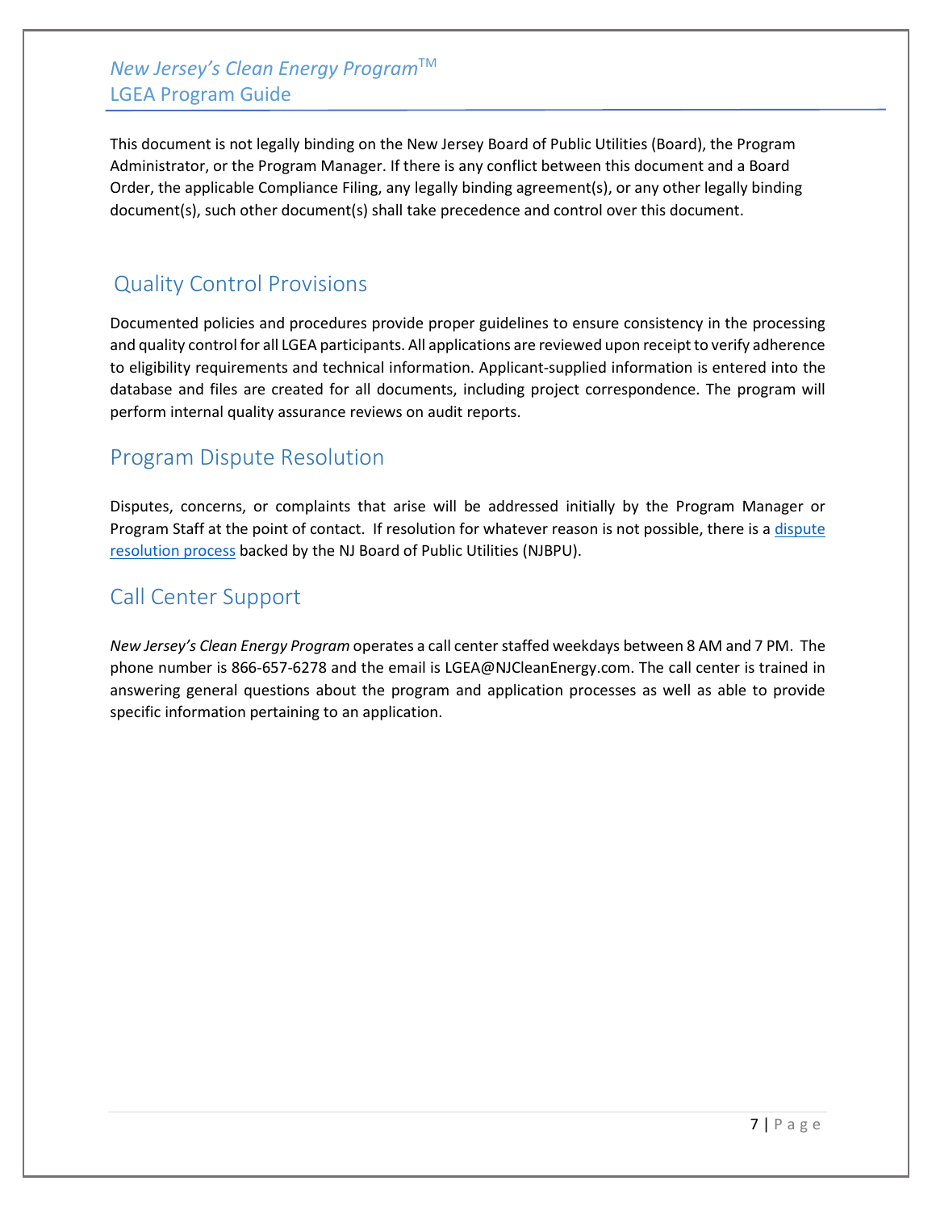This document is not legally binding on the New Jersey Board of Public Utilities (Board), the Program Administrator, or the Program Manager. If there is any conflict between this document and a Board Order, the applicable Compliance Filing, any legally binding agreement(s), or any other legally binding document(s), such other document(s) shall take precedence and control over this document.

## Quality Control Provisions

Documented policies and procedures provide proper guidelines to ensure consistency in the processing and quality control for all LGEA participants. All applications are reviewed upon receipt to verify adherence to eligibility requirements and technical information. Applicant-supplied information is entered into the database and files are created for all documents, including project correspondence. The program will perform internal quality assurance reviews on audit reports.

## Program Dispute Resolution

Disputes, concerns, or complaints that arise will be addressed initially by the Program Manager or Program Staff at the point of contact. If resolution for whatever reason is not possible, there is a dispute resolution process backed by the NJ Board of Public Utilities (NJBPU).

## Call Center Support

*New Jersey's Clean Energy Program* operates a call center staffed weekdays between 8 AM and 7 PM. The phone number is 866-657-6278 and the email is LGEA@NJCleanEnergy.com. The call center is trained in answering general questions about the program and application processes as well as able to provide specific information pertaining to an application.